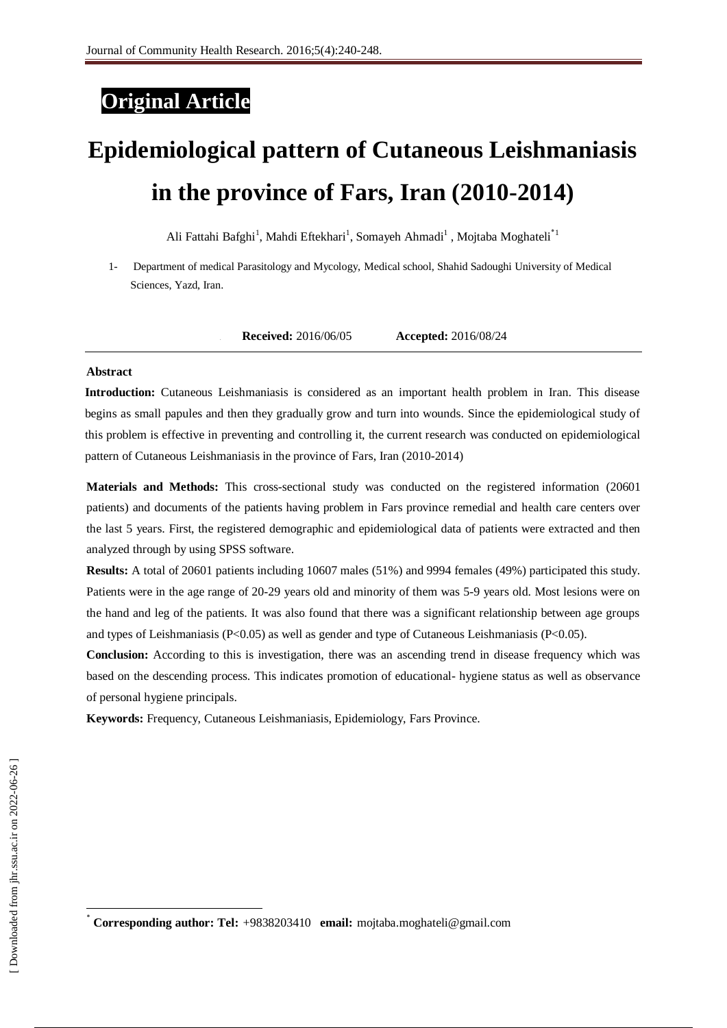**Original Article**

# Epidemiological pattern of Cutaneous Leishmaniasis in the province of Fars, Iran (2010-2014)

Ali Fattahi Bafghi[1], Mahdi Eftekhari[1], Somayeh Ahmadi[1] , Mojtaba Moghateli[*1]

1- Department of medical Parasitology and Mycology, Medical school, Shahid Sadoughi University of Medical Sciences, Yazd, Iran.

**Received:** 2016/06/05 **Accepted:** 2016/08/24

## Abstract

**Introduction:** Cutaneous Leishmaniasis is considered as an important health problem in Iran. This disease begins as small papules and then they gradually grow and turn into wounds. Since the epidemiological study of this problem is effective in preventing and controlling it, the current research was conducted on epidemiological pattern of Cutaneous Leishmaniasis in the province of Fars, Iran (2010-2014)

**Materials and Methods:** This cross-sectional study was conducted on the registered information (20601 patients) and documents of the patients having problem in Fars province remedial and health care centers over the last 5 years. First, the registered demographic and epidemiological data of patients were extracted and then analyzed through by using SPSS software.

**Results:** A total of 20601 patients including 10607 males (51%) and 9994 females (49%) participated this study. Patients were in the age range of 20-29 years old and minority of them was 5-9 years old. Most lesions were on the hand and leg of the patients. It was also found that there was a significant relationship between age groups and types of Leishmaniasis ($P<0.05$) as well as gender and type of Cutaneous Leishmaniasis ($P<0.05$).

**Conclusion:** According to this is investigation, there was an ascending trend in disease frequency which was based on the descending process. This indicates promotion of educational- hygiene status as well as observance of personal hygiene principals.

**Keywords:** Frequency, Cutaneous Leishmaniasis, Epidemiology, Fars Province.

[*] **Corresponding author: Tel:** +9838203410 **email:** mojtaba.moghateli@gmail.com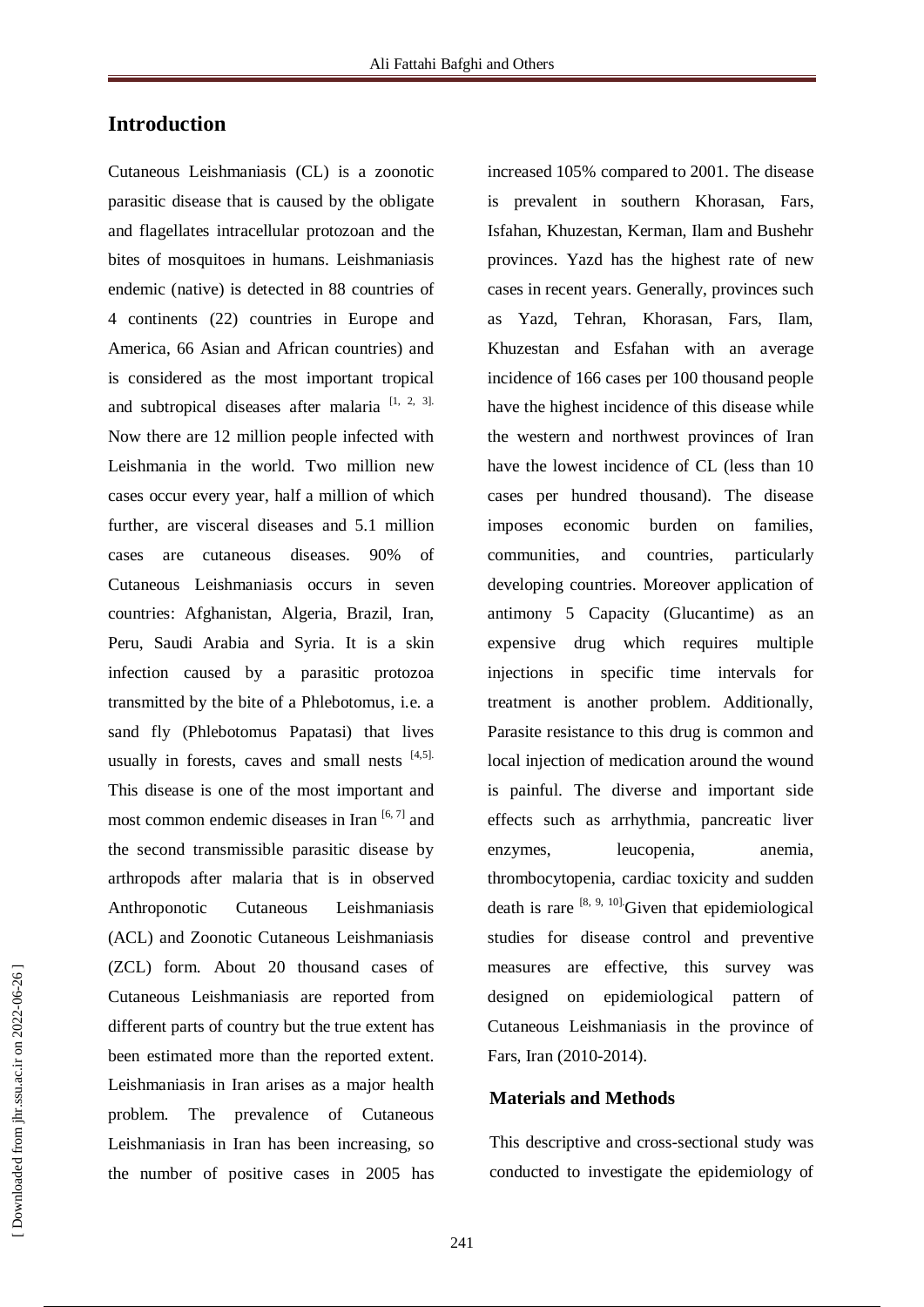## Introduction

Cutaneous Leishmaniasis (CL) is a zoonotic parasitic disease that is caused by the obligate and flagellates intracellular protozoan and the bites of mosquitoes in humans. Leishmaniasis endemic (native) is detected in 88 countries of 4 continents (22) countries in Europe and America, 66 Asian and African countries) and is considered as the most important tropical and subtropical diseases after malaria [1, 2, 3]. Now there are 12 million people infected with Leishmania in the world. Two million new cases occur every year, half a million of which further, are visceral diseases and 5.1 million cases are cutaneous diseases. 90% of Cutaneous Leishmaniasis occurs in seven countries: Afghanistan, Algeria, Brazil, Iran, Peru, Saudi Arabia and Syria. It is a skin infection caused by a parasitic protozoa transmitted by the bite of a Phlebotomus, i.e. a sand fly (Phlebotomus Papatasi) that lives usually in forests, caves and small nests [4,5]. This disease is one of the most important and most common endemic diseases in Iran [6, 7] and the second transmissible parasitic disease by arthropods after malaria that is in observed Anthroponotic Cutaneous Leishmaniasis (ACL) and Zoonotic Cutaneous Leishmaniasis (ZCL) form. About 20 thousand cases of Cutaneous Leishmaniasis are reported from different parts of country but the true extent has been estimated more than the reported extent. Leishmaniasis in Iran arises as a major health problem. The prevalence of Cutaneous Leishmaniasis in Iran has been increasing, so the number of positive cases in 2005 has increased 105% compared to 2001. The disease is prevalent in southern Khorasan, Fars, Isfahan, Khuzestan, Kerman, Ilam and Bushehr provinces. Yazd has the highest rate of new cases in recent years. Generally, provinces such as Yazd, Tehran, Khorasan, Fars, Ilam, Khuzestan and Esfahan with an average incidence of 166 cases per 100 thousand people have the highest incidence of this disease while the western and northwest provinces of Iran have the lowest incidence of CL (less than 10 cases per hundred thousand). The disease imposes economic burden on families, communities, and countries, particularly developing countries. Moreover application of antimony 5 Capacity (Glucantime) as an expensive drug which requires multiple injections in specific time intervals for treatment is another problem. Additionally, Parasite resistance to this drug is common and local injection of medication around the wound is painful. The diverse and important side effects such as arrhythmia, pancreatic liver enzymes, leucopenia, anemia, thrombocytopenia, cardiac toxicity and sudden death is rare [8, 9, 10]. Given that epidemiological studies for disease control and preventive measures are effective, this survey was designed on epidemiological pattern of Cutaneous Leishmaniasis in the province of Fars, Iran (2010-2014).

## Materials and Methods

This descriptive and cross-sectional study was conducted to investigate the epidemiology of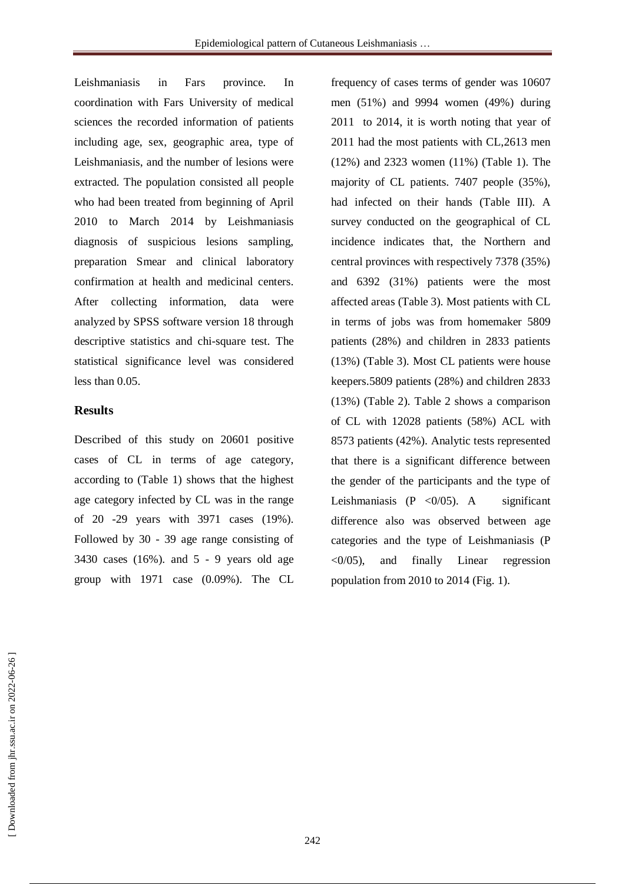Leishmaniasis in Fars province. In coordination with Fars University of medical sciences the recorded information of patients including age, sex, geographic area, type of Leishmaniasis, and the number of lesions were extracted. The population consisted all people who had been treated from beginning of April 2010 to March 2014 by Leishmaniasis diagnosis of suspicious lesions sampling, preparation Smear and clinical laboratory confirmation at health and medicinal centers. After collecting information, data were analyzed by SPSS software version 18 through descriptive statistics and chi-square test. The statistical significance level was considered less than 0.05.

## Results

Described of this study on 20601 positive cases of CL in terms of age category, according to (Table 1) shows that the highest age category infected by CL was in the range of 20 -29 years with 3971 cases (19%). Followed by 30 - 39 age range consisting of 3430 cases (16%). and 5 - 9 years old age group with 1971 case (0.09%). The CL frequency of cases terms of gender was 10607 men (51%) and 9994 women (49%) during 2011 to 2014, it is worth noting that year of 2011 had the most patients with CL,2613 men (12%) and 2323 women (11%) (Table 1). The majority of CL patients. 7407 people (35%), had infected on their hands (Table III). A survey conducted on the geographical of CL incidence indicates that, the Northern and central provinces with respectively 7378 (35%) and 6392 (31%) patients were the most affected areas (Table 3). Most patients with CL in terms of jobs was from homemaker 5809 patients (28%) and children in 2833 patients (13%) (Table 3). Most CL patients were house keepers.5809 patients (28%) and children 2833 (13%) (Table 2). Table 2 shows a comparison of CL with 12028 patients (58%) ACL with 8573 patients (42%). Analytic tests represented that there is a significant difference between the gender of the participants and the type of Leishmaniasis (P <0/05). A significant difference also was observed between age categories and the type of Leishmaniasis (P <0/05), and finally Linear regression population from 2010 to 2014 (Fig. 1).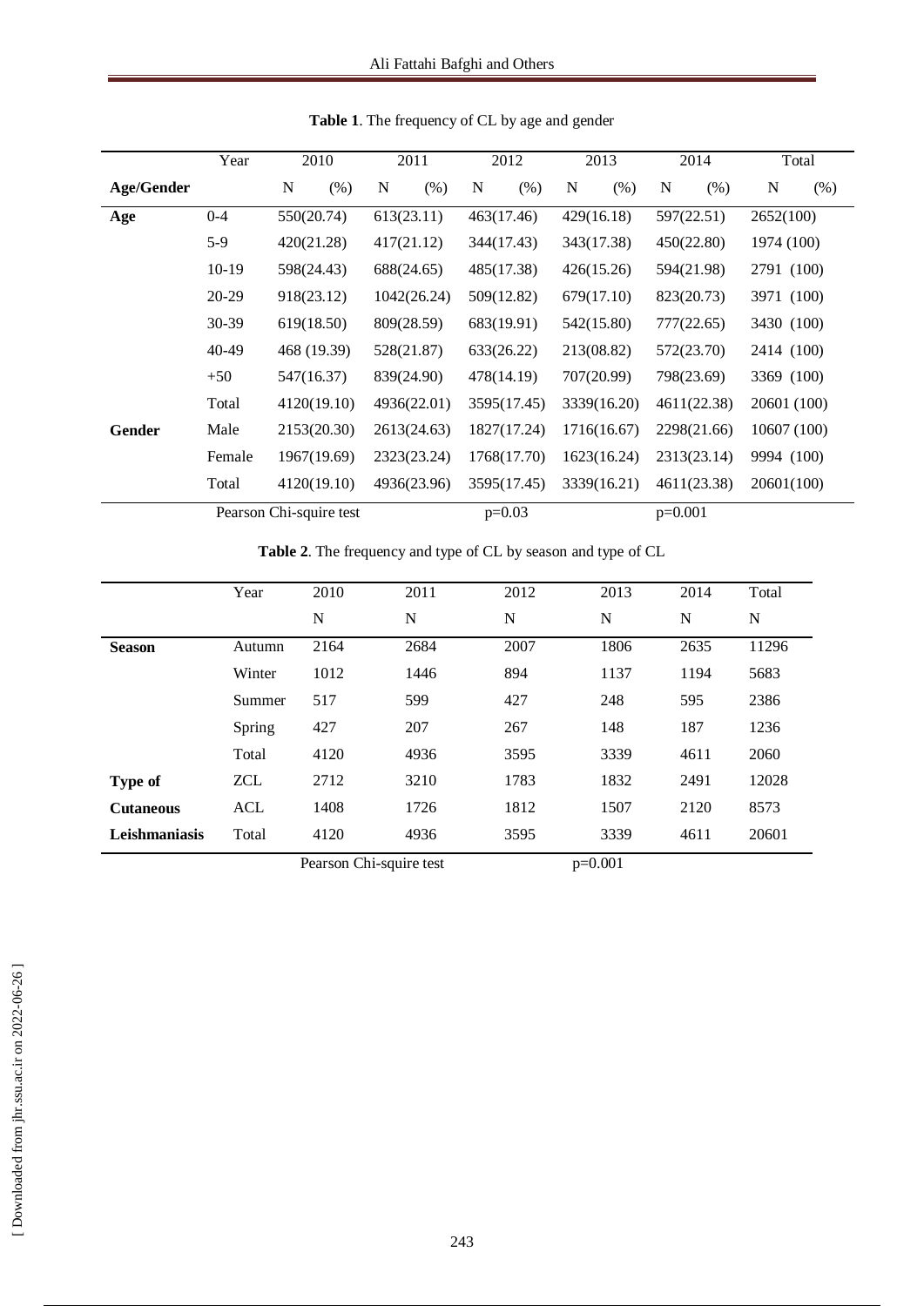**Table 1**. The frequency of CL by age and gender

| | Year | 2010 | 2011 | 2012 | 2013 | 2014 | Total |
|---|---|---|---|---|---|---|---|
| **Age/Gender** | | N (%) | N (%) | N (%) | N (%) | N (%) | N (%) |
| **Age** | 0-4 | 550(20.74) | 613(23.11) | 463(17.46) | 429(16.18) | 597(22.51) | 2652(100) |
| | 5-9 | 420(21.28) | 417(21.12) | 344(17.43) | 343(17.38) | 450(22.80) | 1974 (100) |
| | 10-19 | 598(24.43) | 688(24.65) | 485(17.38) | 426(15.26) | 594(21.98) | 2791 (100) |
| | 20-29 | 918(23.12) | 1042(26.24) | 509(12.82) | 679(17.10) | 823(20.73) | 3971 (100) |
| | 30-39 | 619(18.50) | 809(28.59) | 683(19.91) | 542(15.80) | 777(22.65) | 3430 (100) |
| | 40-49 | 468 (19.39) | 528(21.87) | 633(26.22) | 213(08.82) | 572(23.70) | 2414 (100) |
| | +50 | 547(16.37) | 839(24.90) | 478(14.19) | 707(20.99) | 798(23.69) | 3369 (100) |
| | Total | 4120(19.10) | 4936(22.01) | 3595(17.45) | 3339(16.20) | 4611(22.38) | 20601 (100) |
| **Gender** | Male | 2153(20.30) | 2613(24.63) | 1827(17.24) | 1716(16.67) | 2298(21.66) | 10607 (100) |
| | Female | 1967(19.69) | 2323(23.24) | 1768(17.70) | 1623(16.24) | 2313(23.14) | 9994 (100) |
| | Total | 4120(19.10) | 4936(23.96) | 3595(17.45) | 3339(16.21) | 4611(23.38) | 20601(100) |
| | Pearson Chi-squire test | | | p=0.03 | | p=0.001 | |

**Table 2**. The frequency and type of CL by season and type of CL

| | Year | 2010 | 2011 | 2012 | 2013 | 2014 | Total |
|---|---|---|---|---|---|---|---|
| | | N | N | N | N | N | N |
| **Season** | Autumn | 2164 | 2684 | 2007 | 1806 | 2635 | 11296 |
| | Winter | 1012 | 1446 | 894 | 1137 | 1194 | 5683 |
| | Summer | 517 | 599 | 427 | 248 | 595 | 2386 |
| | Spring | 427 | 207 | 267 | 148 | 187 | 1236 |
| | Total | 4120 | 4936 | 3595 | 3339 | 4611 | 2060 |
| **Type of Cutaneous Leishmaniasis** | ZCL | 2712 | 3210 | 1783 | 1832 | 2491 | 12028 |
| | ACL | 1408 | 1726 | 1812 | 1507 | 2120 | 8573 |
| | Total | 4120 | 4936 | 3595 | 3339 | 4611 | 20601 |
| | | Pearson Chi-squire test | | | p=0.001 | | |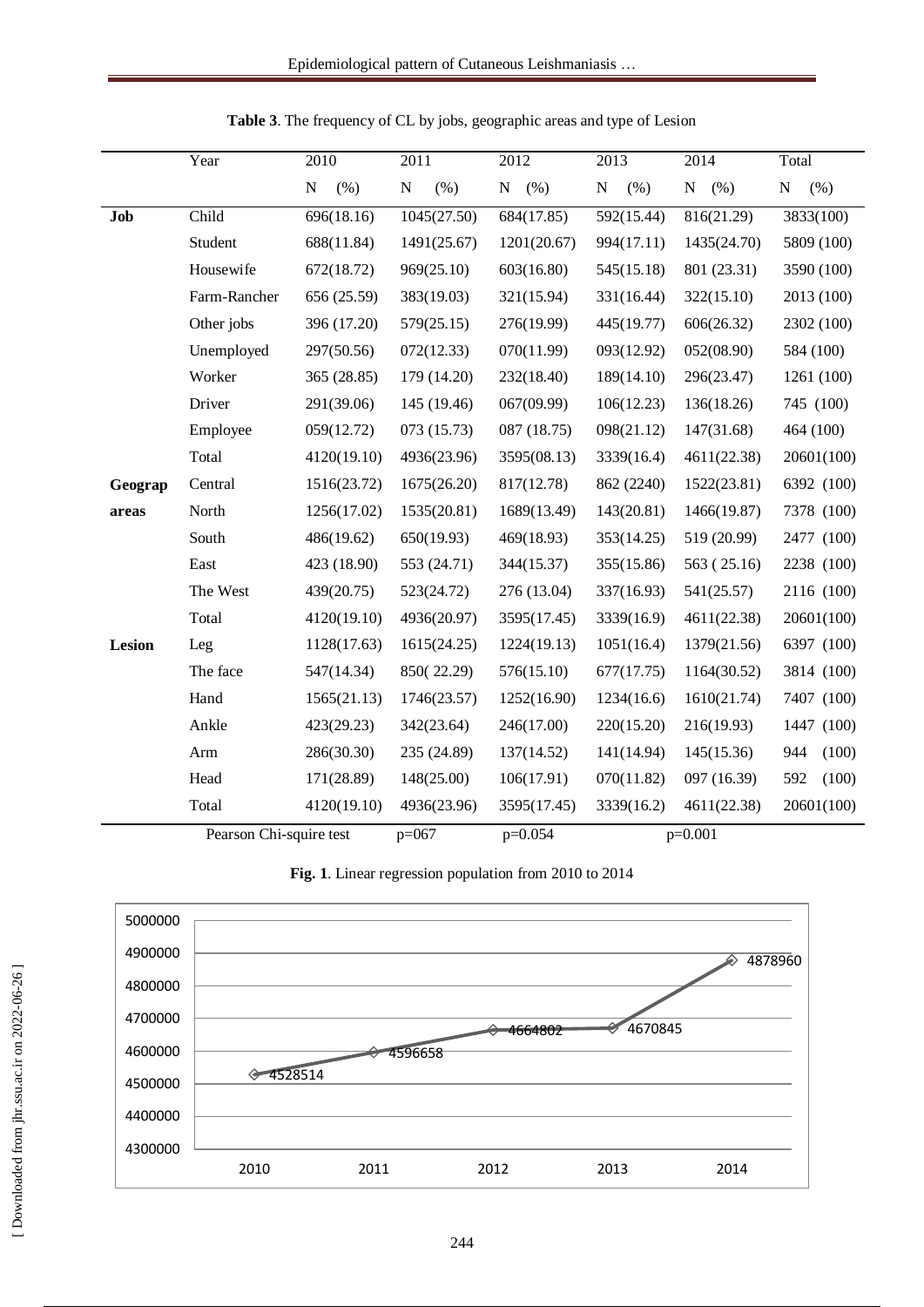**Table 3**. The frequency of CL by jobs, geographic areas and type of Lesion

| | Year | 2010 | 2011 | 2012 | 2013 | 2014 | Total |
|---|---|---|---|---|---|---|---|
| | | N (%) | N (%) | N (%) | N (%) | N (%) | N (%) |
| **Job** | Child | 696(18.16) | 1045(27.50) | 684(17.85) | 592(15.44) | 816(21.29) | 3833(100) |
| | Student | 688(11.84) | 1491(25.67) | 1201(20.67) | 994(17.11) | 1435(24.70) | 5809 (100) |
| | Housewife | 672(18.72) | 969(25.10) | 603(16.80) | 545(15.18) | 801 (23.31) | 3590 (100) |
| | Farm-Rancher | 656 (25.59) | 383(19.03) | 321(15.94) | 331(16.44) | 322(15.10) | 2013 (100) |
| | Other jobs | 396 (17.20) | 579(25.15) | 276(19.99) | 445(19.77) | 606(26.32) | 2302 (100) |
| | Unemployed | 297(50.56) | 072(12.33) | 070(11.99) | 093(12.92) | 052(08.90) | 584 (100) |
| | Worker | 365 (28.85) | 179 (14.20) | 232(18.40) | 189(14.10) | 296(23.47) | 1261 (100) |
| | Driver | 291(39.06) | 145 (19.46) | 067(09.99) | 106(12.23) | 136(18.26) | 745 (100) |
| | Employee | 059(12.72) | 073 (15.73) | 087 (18.75) | 098(21.12) | 147(31.68) | 464 (100) |
| | Total | 4120(19.10) | 4936(23.96) | 3595(08.13) | 3339(16.4) | 4611(22.38) | 20601(100) |
| **Geograp areas** | Central | 1516(23.72) | 1675(26.20) | 817(12.78) | 862 (2240) | 1522(23.81) | 6392 (100) |
| | North | 1256(17.02) | 1535(20.81) | 1689(13.49) | 143(20.81) | 1466(19.87) | 7378 (100) |
| | South | 486(19.62) | 650(19.93) | 469(18.93) | 353(14.25) | 519 (20.99) | 2477 (100) |
| | East | 423 (18.90) | 553 (24.71) | 344(15.37) | 355(15.86) | 563 ( 25.16) | 2238 (100) |
| | The West | 439(20.75) | 523(24.72) | 276 (13.04) | 337(16.93) | 541(25.57) | 2116 (100) |
| | Total | 4120(19.10) | 4936(20.97) | 3595(17.45) | 3339(16.9) | 4611(22.38) | 20601(100) |
| **Lesion** | Leg | 1128(17.63) | 1615(24.25) | 1224(19.13) | 1051(16.4) | 1379(21.56) | 6397 (100) |
| | The face | 547(14.34) | 850( 22.29) | 576(15.10) | 677(17.75) | 1164(30.52) | 3814 (100) |
| | Hand | 1565(21.13) | 1746(23.57) | 1252(16.90) | 1234(16.6) | 1610(21.74) | 7407 (100) |
| | Ankle | 423(29.23) | 342(23.64) | 246(17.00) | 220(15.20) | 216(19.93) | 1447 (100) |
| | Arm | 286(30.30) | 235 (24.89) | 137(14.52) | 141(14.94) | 145(15.36) | 944 (100) |
| | Head | 171(28.89) | 148(25.00) | 106(17.91) | 070(11.82) | 097 (16.39) | 592 (100) |
| | Total | 4120(19.10) | 4936(23.96) | 3595(17.45) | 3339(16.2) | 4611(22.38) | 20601(100) |
| | Pearson Chi-squire test | | p=067 | p=0.054 | | p=0.001 | |

**Fig. 1**. Linear regression population from 2010 to 2014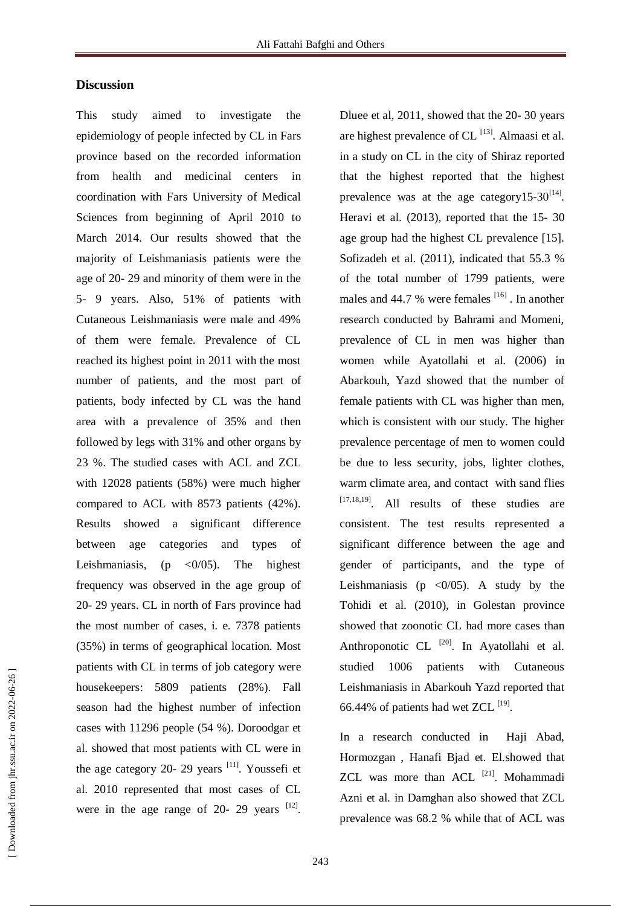## Discussion

This study aimed to investigate the epidemiology of people infected by CL in Fars province based on the recorded information from health and medicinal centers in coordination with Fars University of Medical Sciences from beginning of April 2010 to March 2014. Our results showed that the majority of Leishmaniasis patients were the age of 20- 29 and minority of them were in the 5- 9 years. Also, 51% of patients with Cutaneous Leishmaniasis were male and 49% of them were female. Prevalence of CL reached its highest point in 2011 with the most number of patients, and the most part of patients, body infected by CL was the hand area with a prevalence of 35% and then followed by legs with 31% and other organs by 23 %. The studied cases with ACL and ZCL with 12028 patients (58%) were much higher compared to ACL with 8573 patients (42%). Results showed a significant difference between age categories and types of Leishmaniasis, (p <0/05). The highest frequency was observed in the age group of 20- 29 years. CL in north of Fars province had the most number of cases, i. e. 7378 patients (35%) in terms of geographical location. Most patients with CL in terms of job category were housekeepers: 5809 patients (28%). Fall season had the highest number of infection cases with 11296 people (54 %). Doroodgar et al. showed that most patients with CL were in the age category 20- 29 years [11]. Youssefi et al. 2010 represented that most cases of CL were in the age range of 20- 29 years [12]. Dluee et al, 2011, showed that the 20- 30 years are highest prevalence of CL [13]. Almaasi et al. in a study on CL in the city of Shiraz reported that the highest reported that the highest prevalence was at the age category15-30[14]. Heravi et al. (2013), reported that the 15- 30 age group had the highest CL prevalence [15]. Sofizadeh et al. (2011), indicated that 55.3 % of the total number of 1799 patients, were males and 44.7 % were females [16] . In another research conducted by Bahrami and Momeni, prevalence of CL in men was higher than women while Ayatollahi et al. (2006) in Abarkouh, Yazd showed that the number of female patients with CL was higher than men, which is consistent with our study. The higher prevalence percentage of men to women could be due to less security, jobs, lighter clothes, warm climate area, and contact with sand flies [17,18,19]. All results of these studies are consistent. The test results represented a significant difference between the age and gender of participants, and the type of Leishmaniasis (p <0/05). A study by the Tohidi et al. (2010), in Golestan province showed that zoonotic CL had more cases than Anthroponotic CL [20]. In Ayatollahi et al. studied 1006 patients with Cutaneous Leishmaniasis in Abarkouh Yazd reported that 66.44% of patients had wet ZCL [19].

In a research conducted in Haji Abad, Hormozgan , Hanafi Bjad et. El.showed that ZCL was more than ACL [21]. Mohammadi Azni et al. in Damghan also showed that ZCL prevalence was 68.2 % while that of ACL was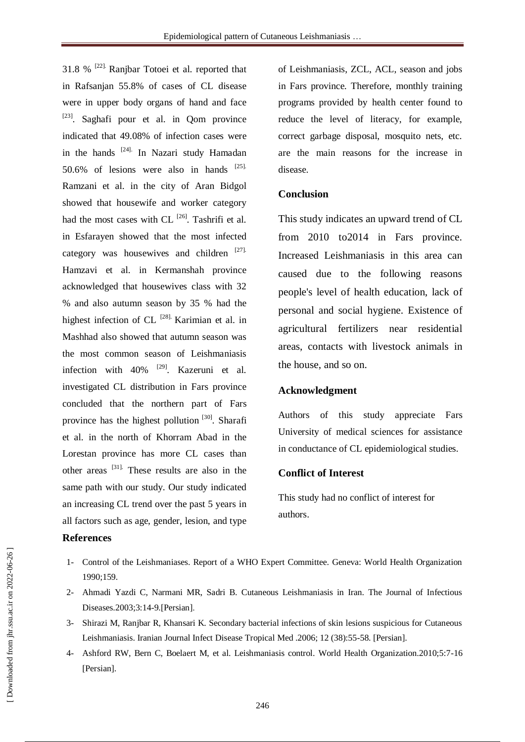31.8 % [22]. Ranjbar Totoei et al. reported that in Rafsanjan 55.8% of cases of CL disease were in upper body organs of hand and face [23]. Saghafi pour et al. in Qom province indicated that 49.08% of infection cases were in the hands [24]. In Nazari study Hamadan 50.6% of lesions were also in hands [25]. Ramzani et al. in the city of Aran Bidgol showed that housewife and worker category had the most cases with CL [26]. Tashrifi et al. in Esfarayen showed that the most infected category was housewives and children [27]. Hamzavi et al. in Kermanshah province acknowledged that housewives class with 32 % and also autumn season by 35 % had the highest infection of CL [28]. Karimian et al. in Mashhad also showed that autumn season was the most common season of Leishmaniasis infection with 40% [29]. Kazeruni et al. investigated CL distribution in Fars province concluded that the northern part of Fars province has the highest pollution [30]. Sharafi et al. in the north of Khorram Abad in the Lorestan province has more CL cases than other areas [31]. These results are also in the same path with our study. Our study indicated an increasing CL trend over the past 5 years in all factors such as age, gender, lesion, and type of Leishmaniasis, ZCL, ACL, season and jobs in Fars province. Therefore, monthly training programs provided by health center found to reduce the level of literacy, for example, correct garbage disposal, mosquito nets, etc. are the main reasons for the increase in disease.

## Conclusion

This study indicates an upward trend of CL from 2010 to2014 in Fars province. Increased Leishmaniasis in this area can caused due to the following reasons people's level of health education, lack of personal and social hygiene. Existence of agricultural fertilizers near residential areas, contacts with livestock animals in the house, and so on.

## Acknowledgment

Authors of this study appreciate Fars University of medical sciences for assistance in conductance of CL epidemiological studies.

## Conflict of Interest

This study had no conflict of interest for authors.

## References

1- Control of the Leishmaniases. Report of a WHO Expert Committee. Geneva: World Health Organization 1990;159.

2- Ahmadi Yazdi C, Narmani MR, Sadri B. Cutaneous Leishmaniasis in Iran. The Journal of Infectious Diseases.2003;3:14-9.[Persian].

3- Shirazi M, Ranjbar R, Khansari K. Secondary bacterial infections of skin lesions suspicious for Cutaneous Leishmaniasis. Iranian Journal Infect Disease Tropical Med .2006; 12 (38):55-58. [Persian].

4- Ashford RW, Bern C, Boelaert M, et al. Leishmaniasis control. World Health Organization.2010;5:7-16 [Persian].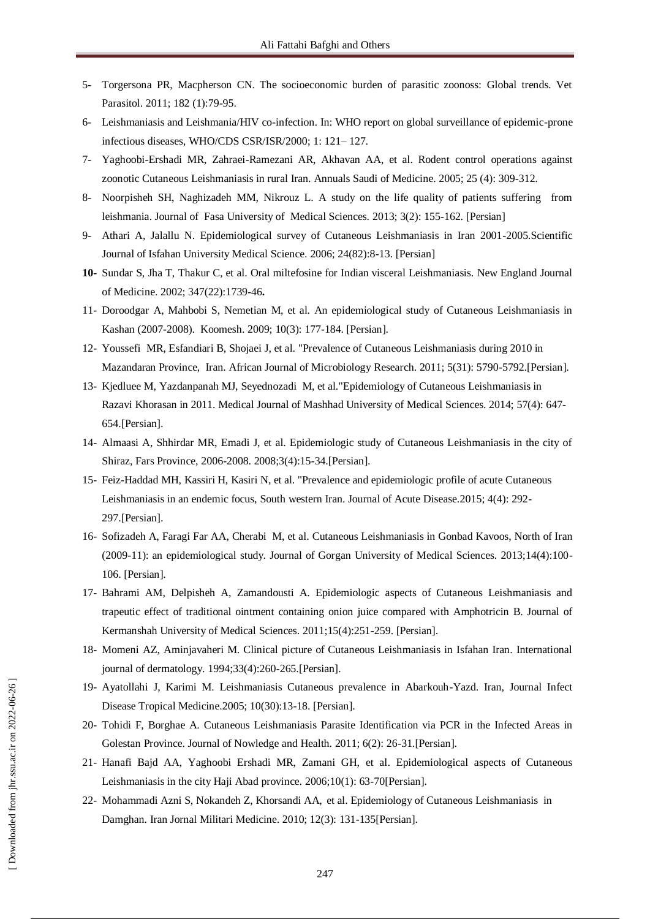5- Torgersona PR, Macpherson CN. The socioeconomic burden of parasitic zoonoss: Global trends. Vet Parasitol. 2011; 182 (1):79-95.

6- Leishmaniasis and Leishmania/HIV co-infection. In: WHO report on global surveillance of epidemic-prone infectious diseases, WHO/CDS CSR/ISR/2000; 1: 121– 127.

7- Yaghoobi-Ershadi MR, Zahraei-Ramezani AR, Akhavan AA, et al. Rodent control operations against zoonotic Cutaneous Leishmaniasis in rural Iran. Annuals Saudi of Medicine. 2005; 25 (4): 309-312.

8- Noorpisheh SH, Naghizadeh MM, Nikrouz L. A study on the life quality of patients suffering from leishmania. Journal of Fasa University of Medical Sciences. 2013; 3(2): 155-162. [Persian]

9- Athari A, Jalallu N. Epidemiological survey of Cutaneous Leishmaniasis in Iran 2001-2005.Scientific Journal of Isfahan University Medical Science. 2006; 24(82):8-13. [Persian]

**10-** Sundar S, Jha T, Thakur C, et al. Oral miltefosine for Indian visceral Leishmaniasis. New England Journal of Medicine. 2002; 347(22):1739-46**.**

11- Doroodgar A, Mahbobi S, Nemetian M, et al. An epidemiological study of Cutaneous Leishmaniasis in Kashan (2007-2008). Koomesh. 2009; 10(3): 177-184. [Persian].

12- Youssefi MR, Esfandiari B, Shojaei J, et al. "Prevalence of Cutaneous Leishmaniasis during 2010 in Mazandaran Province, Iran. African Journal of Microbiology Research. 2011; 5(31): 5790-5792.[Persian].

13- Kjedluee M, Yazdanpanah MJ, Seyednozadi M, et al."Epidemiology of Cutaneous Leishmaniasis in Razavi Khorasan in 2011. Medical Journal of Mashhad University of Medical Sciences. 2014; 57(4): 647-654.[Persian].

14- Almaasi A, Shhirdar MR, Emadi J, et al. Epidemiologic study of Cutaneous Leishmaniasis in the city of Shiraz, Fars Province, 2006-2008. 2008;3(4):15-34.[Persian].

15- Feiz-Haddad MH, Kassiri H, Kasiri N, et al. "Prevalence and epidemiologic profile of acute Cutaneous Leishmaniasis in an endemic focus, South western Iran. Journal of Acute Disease.2015; 4(4): 292-297.[Persian].

16- Sofizadeh A, Faragi Far AA, Cherabi M, et al. Cutaneous Leishmaniasis in Gonbad Kavoos, North of Iran (2009-11): an epidemiological study. Journal of Gorgan University of Medical Sciences. 2013;14(4):100-106. [Persian].

17- Bahrami AM, Delpisheh A, Zamandousti A. Epidemiologic aspects of Cutaneous Leishmaniasis and trapeutic effect of traditional ointment containing onion juice compared with Amphotricin B. Journal of Kermanshah University of Medical Sciences. 2011;15(4):251-259. [Persian].

18- Momeni AZ, Aminjavaheri M. Clinical picture of Cutaneous Leishmaniasis in Isfahan Iran. International journal of dermatology. 1994;33(4):260-265.[Persian].

19- Ayatollahi J, Karimi M. Leishmaniasis Cutaneous prevalence in Abarkouh-Yazd. Iran, Journal Infect Disease Tropical Medicine.2005; 10(30):13-18. [Persian].

20- Tohidi F, Borghae A. Cutaneous Leishmaniasis Parasite Identification via PCR in the Infected Areas in Golestan Province. Journal of Nowledge and Health. 2011; 6(2): 26-31.[Persian].

21- Hanafi Bajd AA, Yaghoobi Ershadi MR, Zamani GH, et al. Epidemiological aspects of Cutaneous Leishmaniasis in the city Haji Abad province. 2006;10(1): 63-70[Persian].

22- Mohammadi Azni S, Nokandeh Z, Khorsandi AA, et al. Epidemiology of Cutaneous Leishmaniasis in Damghan. Iran Jornal Militari Medicine. 2010; 12(3): 131-135[Persian].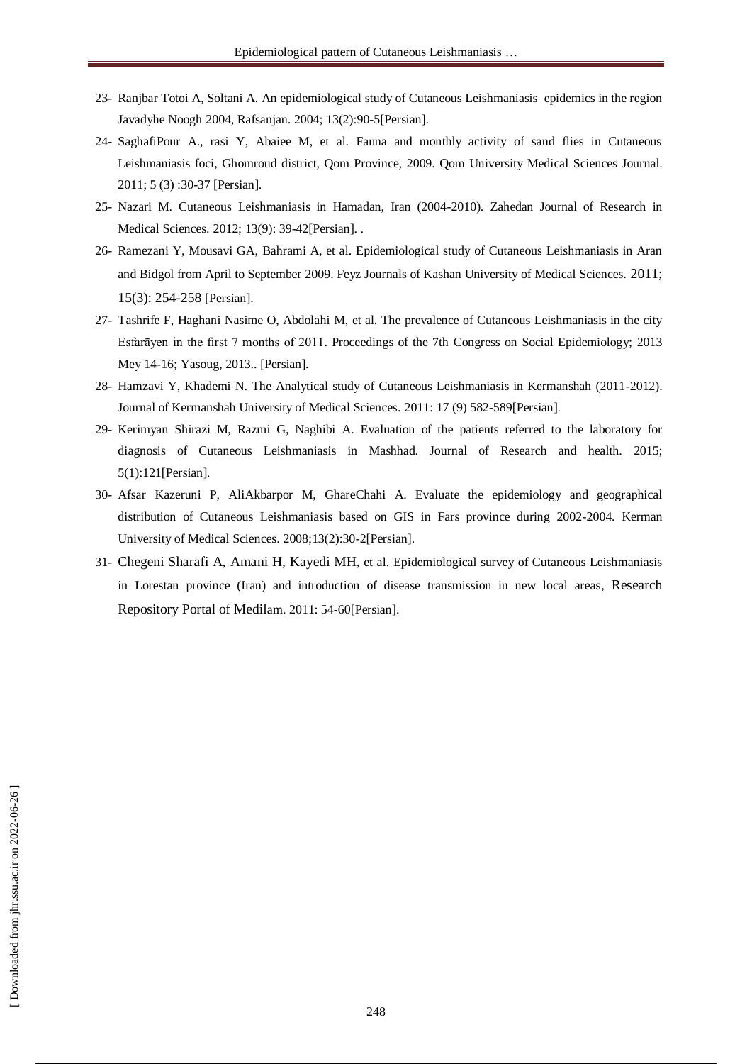23- Ranjbar Totoi A, Soltani A. An epidemiological study of Cutaneous Leishmaniasis epidemics in the region Javadyhe Noogh 2004, Rafsanjan. 2004; 13(2):90-5[Persian].

24- SaghafiPour A., rasi Y, Abaiee M, et al. Fauna and monthly activity of sand flies in Cutaneous Leishmaniasis foci, Ghomroud district, Qom Province, 2009. Qom University Medical Sciences Journal. 2011; 5 (3) :30-37 [Persian].

25- Nazari M. Cutaneous Leishmaniasis in Hamadan, Iran (2004-2010). Zahedan Journal of Research in Medical Sciences. 2012; 13(9): 39-42[Persian]. .

26- Ramezani Y, Mousavi GA, Bahrami A, et al. Epidemiological study of Cutaneous Leishmaniasis in Aran and Bidgol from April to September 2009. Feyz Journals of Kashan University of Medical Sciences. 2011; 15(3): 254-258 [Persian].

27- Tashrife F, Haghani Nasime O, Abdolahi M, et al. The prevalence of Cutaneous Leishmaniasis in the city Esfarāyen in the first 7 months of 2011. Proceedings of the 7th Congress on Social Epidemiology; 2013 Mey 14-16; Yasoug, 2013.. [Persian].

28- Hamzavi Y, Khademi N. The Analytical study of Cutaneous Leishmaniasis in Kermanshah (2011-2012). Journal of Kermanshah University of Medical Sciences. 2011: 17 (9) 582-589[Persian].

29- Kerimyan Shirazi M, Razmi G, Naghibi A. Evaluation of the patients referred to the laboratory for diagnosis of Cutaneous Leishmaniasis in Mashhad. Journal of Research and health. 2015; 5(1):121[Persian].

30- Afsar Kazeruni P, AliAkbarpor M, GhareChahi A. Evaluate the epidemiology and geographical distribution of Cutaneous Leishmaniasis based on GIS in Fars province during 2002-2004. Kerman University of Medical Sciences. 2008;13(2):30-2[Persian].

31- Chegeni Sharafi A, Amani H, Kayedi MH, et al. Epidemiological survey of Cutaneous Leishmaniasis in Lorestan province (Iran) and introduction of disease transmission in new local areas, Research Repository Portal of Medilam. 2011: 54-60[Persian].